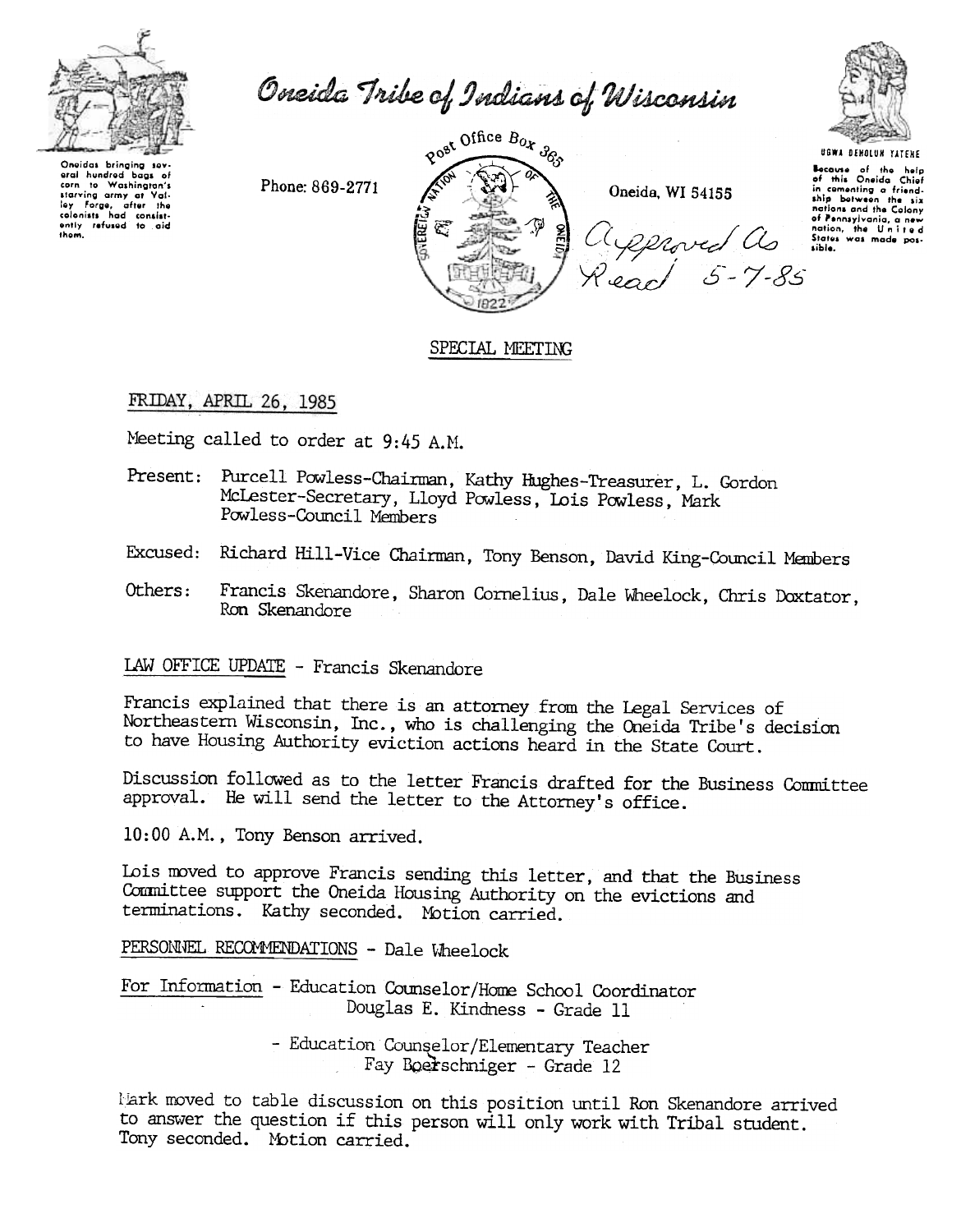# Oneida Tribe of Indians of Wisconsin

Oneidas bringing several hundred bags of corn to Washington's starving army at Valley Forge, after the colonists had consistently refused to aid them.

Phone: 869-2771

Post Office Box 365

Oneida, WI 54155

UGWA DEHOLUN YATEHE

Because of the help of this Oneida Chief in cementing a friendship between the six nations and the Colony of Pennsylvania, a new nation, the United States was made possible.

Approved As Read 5-7-85

## SPECIAL MEETING

FRIDAY, APRIL 26, 1985

Meeting called to order at 9:45 A.M.

Present: Purcell Powless-Chairman, Kathy Hughes-Treasurer, L. Gordon McLester-Secretary, Lloyd Powless, Lois Powless, Mark Powless-Council Members

Excused: Richard Hill-Vice Chairman, Tony Benson, David King-Council Members

Others: Francis Skenandore, Sharon Cornelius, Dale Wheelock, Chris Doxtator, Ron Skenandore

LAW OFFICE UPDATE - Francis Skenandore

Francis explained that there is an attorney from the Legal Services of Northeastern Wisconsin, Inc., who is challenging the Oneida Tribe's decision to have Housing Authority eviction actions heard in the State Court.

Discussion followed as to the letter Francis drafted for the Business Committee approval. He will send the letter to the Attorney's office.

10:00 A.M., Tony Benson arrived.

Lois moved to approve Francis sending this letter, and that the Business Committee support the Oneida Housing Authority on the evictions and terminations. Kathy seconded. Motion carried.

PERSONNEL RECOMMENDATIONS - Dale Wheelock

For Information - Education Counselor/Home School Coordinator
Douglas E. Kindness - Grade 11

- Education Counselor/Elementary Teacher
Fay Boerschniger - Grade 12

Mark moved to table discussion on this position until Ron Skenandore arrived to answer the question if this person will only work with Tribal student. Tony seconded. Motion carried.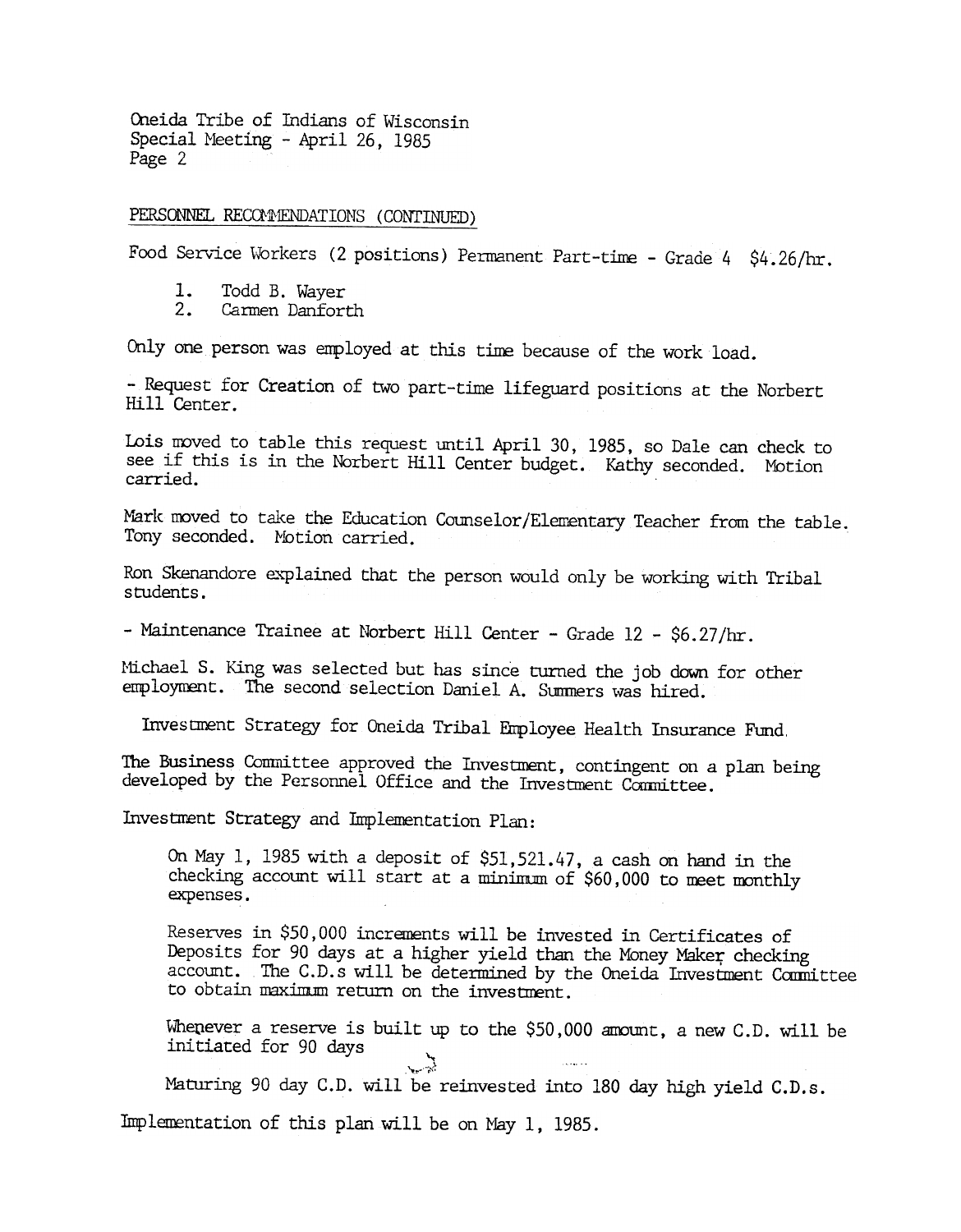PERSONNEL RECOMMENDATIONS (CONTINUED)

Food Service Workers (2 positions) Permanent Part-time - Grade 4 $4.26/hr.

1. Todd B. Wayer
2. Carmen Danforth

Only one person was employed at this time because of the work load.

- Request for Creation of two part-time lifeguard positions at the Norbert Hill Center.

Lois moved to table this request until April 30, 1985, so Dale can check to see if this is in the Norbert Hill Center budget. Kathy seconded. Motion carried.

Mark moved to take the Education Counselor/Elementary Teacher from the table. Tony seconded. Motion carried.

Ron Skenandore explained that the person would only be working with Tribal students.

- Maintenance Trainee at Norbert Hill Center - Grade 12 - $6.27/hr.

Michael S. King was selected but has since turned the job down for other employment. The second selection Daniel A. Summers was hired.

Investment Strategy for Oneida Tribal Employee Health Insurance Fund.

The Business Committee approved the Investment, contingent on a plan being developed by the Personnel Office and the Investment Committee.

Investment Strategy and Implementation Plan:

On May 1, 1985 with a deposit of $51,521.47, a cash on hand in the checking account will start at a minimum of $60,000 to meet monthly expenses.

Reserves in $50,000 increments will be invested in Certificates of Deposits for 90 days at a higher yield than the Money Maker checking account. The C.D.s will be determined by the Oneida Investment Committee to obtain maximum return on the investment.

Whenever a reserve is built up to the $50,000 amount, a new C.D. will be initiated for 90 days

Maturing 90 day C.D. will be reinvested into 180 day high yield C.D.s.

Implementation of this plan will be on May 1, 1985.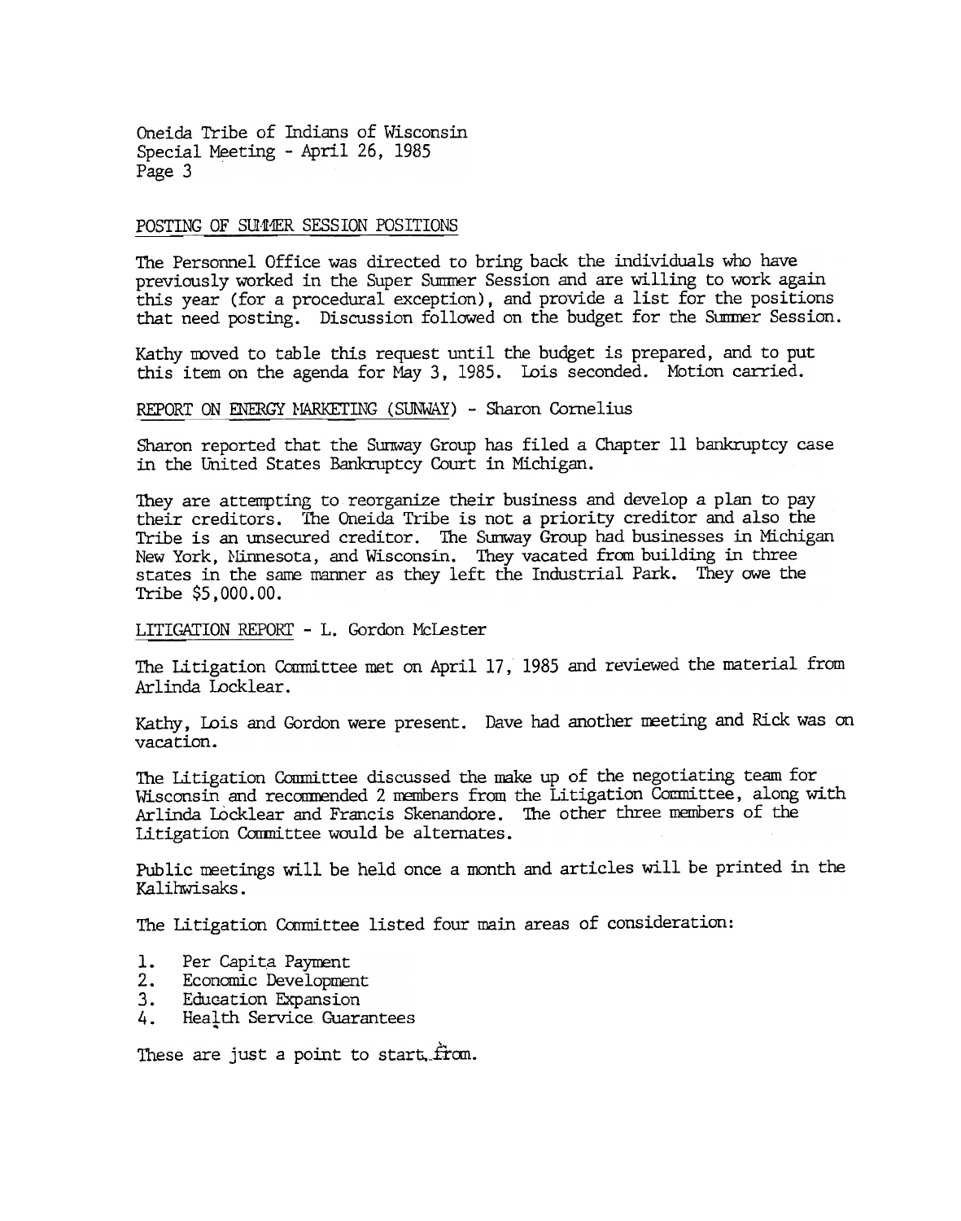POSTING OF SUMMER SESSION POSITIONS

The Personnel Office was directed to bring back the individuals who have previously worked in the Super Summer Session and are willing to work again this year (for a procedural exception), and provide a list for the positions that need posting. Discussion followed on the budget for the Summer Session.

Kathy moved to table this request until the budget is prepared, and to put this item on the agenda for May 3, 1985. Lois seconded. Motion carried.

REPORT ON ENERGY MARKETING (SUNWAY) - Sharon Cornelius

Sharon reported that the Sunway Group has filed a Chapter 11 bankruptcy case in the United States Bankruptcy Court in Michigan.

They are attempting to reorganize their business and develop a plan to pay their creditors. The Oneida Tribe is not a priority creditor and also the Tribe is an unsecured creditor. The Sunway Group had businesses in Michigan New York, Minnesota, and Wisconsin. They vacated from building in three states in the same manner as they left the Industrial Park. They owe the Tribe $5,000.00.

LITIGATION REPORT - L. Gordon McLester

The Litigation Committee met on April 17, 1985 and reviewed the material from Arlinda Locklear.

Kathy, Lois and Gordon were present. Dave had another meeting and Rick was on vacation.

The Litigation Committee discussed the make up of the negotiating team for Wisconsin and recommended 2 members from the Litigation Committee, along with Arlinda Locklear and Francis Skenandore. The other three members of the Litigation Committee would be alternates.

Public meetings will be held once a month and articles will be printed in the Kalihwisaks.

The Litigation Committee listed four main areas of consideration:

1. Per Capita Payment
2. Economic Development
3. Education Expansion
4. Health Service Guarantees

These are just a point to start from.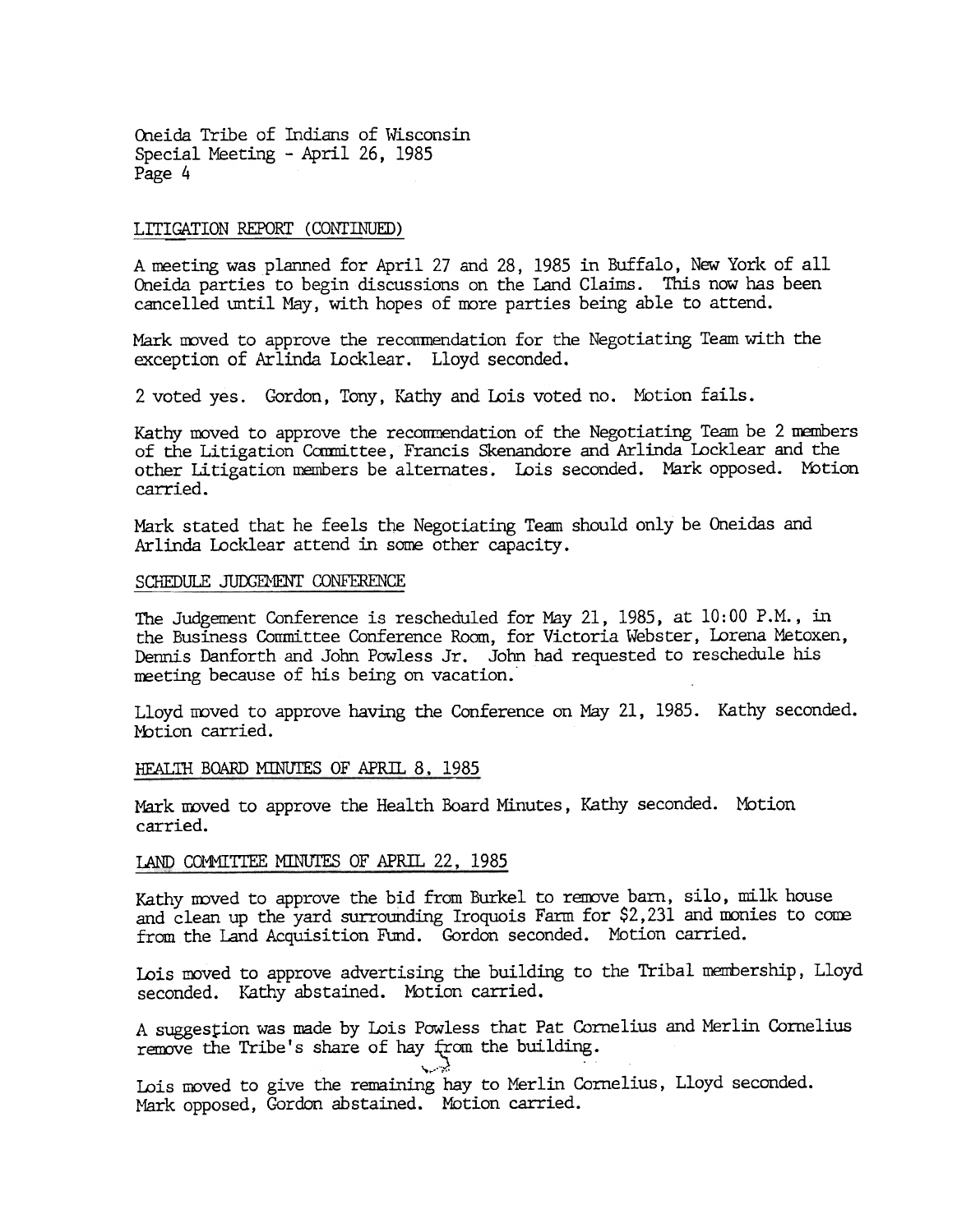## LITIGATION REPORT (CONTINUED)

A meeting was planned for April 27 and 28, 1985 in Buffalo, New York of all Oneida parties to begin discussions on the Land Claims. This now has been cancelled until May, with hopes of more parties being able to attend.

Mark moved to approve the recommendation for the Negotiating Team with the exception of Arlinda Locklear. Lloyd seconded.

2 voted yes. Gordon, Tony, Kathy and Lois voted no. Motion fails.

Kathy moved to approve the recommendation of the Negotiating Team be 2 members of the Litigation Committee, Francis Skenandore and Arlinda Locklear and the other Litigation members be alternates. Lois seconded. Mark opposed. Motion carried.

Mark stated that he feels the Negotiating Team should only be Oneidas and Arlinda Locklear attend in some other capacity.

## SCHEDULE JUDGEMENT CONFERENCE

The Judgement Conference is rescheduled for May 21, 1985, at 10:00 P.M., in the Business Committee Conference Room, for Victoria Webster, Lorena Metoxen, Dennis Danforth and John Powless Jr. John had requested to reschedule his meeting because of his being on vacation.

Lloyd moved to approve having the Conference on May 21, 1985. Kathy seconded. Motion carried.

## HEALTH BOARD MINUTES OF APRIL 8, 1985

Mark moved to approve the Health Board Minutes, Kathy seconded. Motion carried.

## LAND COMMITTEE MINUTES OF APRIL 22, 1985

Kathy moved to approve the bid from Burkel to remove barn, silo, milk house and clean up the yard surrounding Iroquois Farm for $2,231 and monies to come from the Land Acquisition Fund. Gordon seconded. Motion carried.

Lois moved to approve advertising the building to the Tribal membership, Lloyd seconded. Kathy abstained. Motion carried.

A suggestion was made by Lois Powless that Pat Cornelius and Merlin Cornelius remove the Tribe's share of hay from the building.

Lois moved to give the remaining hay to Merlin Cornelius, Lloyd seconded. Mark opposed, Gordon abstained. Motion carried.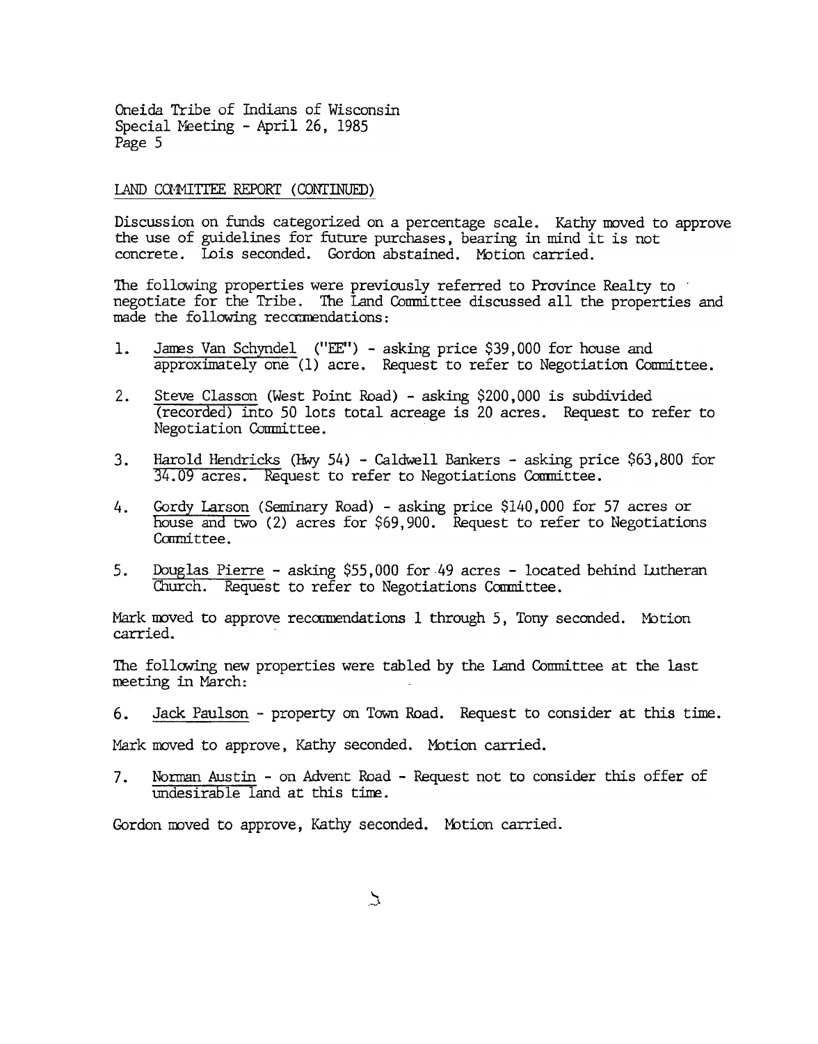Oneida Tribe of Indians of Wisconsin
Special Meeting - April 26, 1985

LAND COMMITTEE REPORT (CONTINUED)

Discussion on funds categorized on a percentage scale. Kathy moved to approve the use of guidelines for future purchases, bearing in mind it is not concrete. Lois seconded. Gordon abstained. Motion carried.

The following properties were previously referred to Province Realty to negotiate for the Tribe. The Land Committee discussed all the properties and made the following recommendations:

1. James Van Schyndel ("EE") - asking price $39,000 for house and approximately one (1) acre. Request to refer to Negotiation Committee.

2. Steve Classon (West Point Road) - asking $200,000 is subdivided (recorded) into 50 lots total acreage is 20 acres. Request to refer to Negotiation Committee.

3. Harold Hendricks (Hwy 54) - Caldwell Bankers - asking price $63,800 for 34.09 acres. Request to refer to Negotiations Committee.

4. Gordy Larson (Seminary Road) - asking price $140,000 for 57 acres or house and two (2) acres for $69,900. Request to refer to Negotiations Committee.

5. Douglas Pierre - asking $55,000 for 49 acres - located behind Lutheran Church. Request to refer to Negotiations Committee.

Mark moved to approve recommendations 1 through 5, Tony seconded. Motion carried.

The following new properties were tabled by the Land Committee at the last meeting in March:

6. Jack Paulson - property on Town Road. Request to consider at this time.

Mark moved to approve, Kathy seconded. Motion carried.

7. Norman Austin - on Advent Road - Request not to consider this offer of undesirable land at this time.

Gordon moved to approve, Kathy seconded. Motion carried.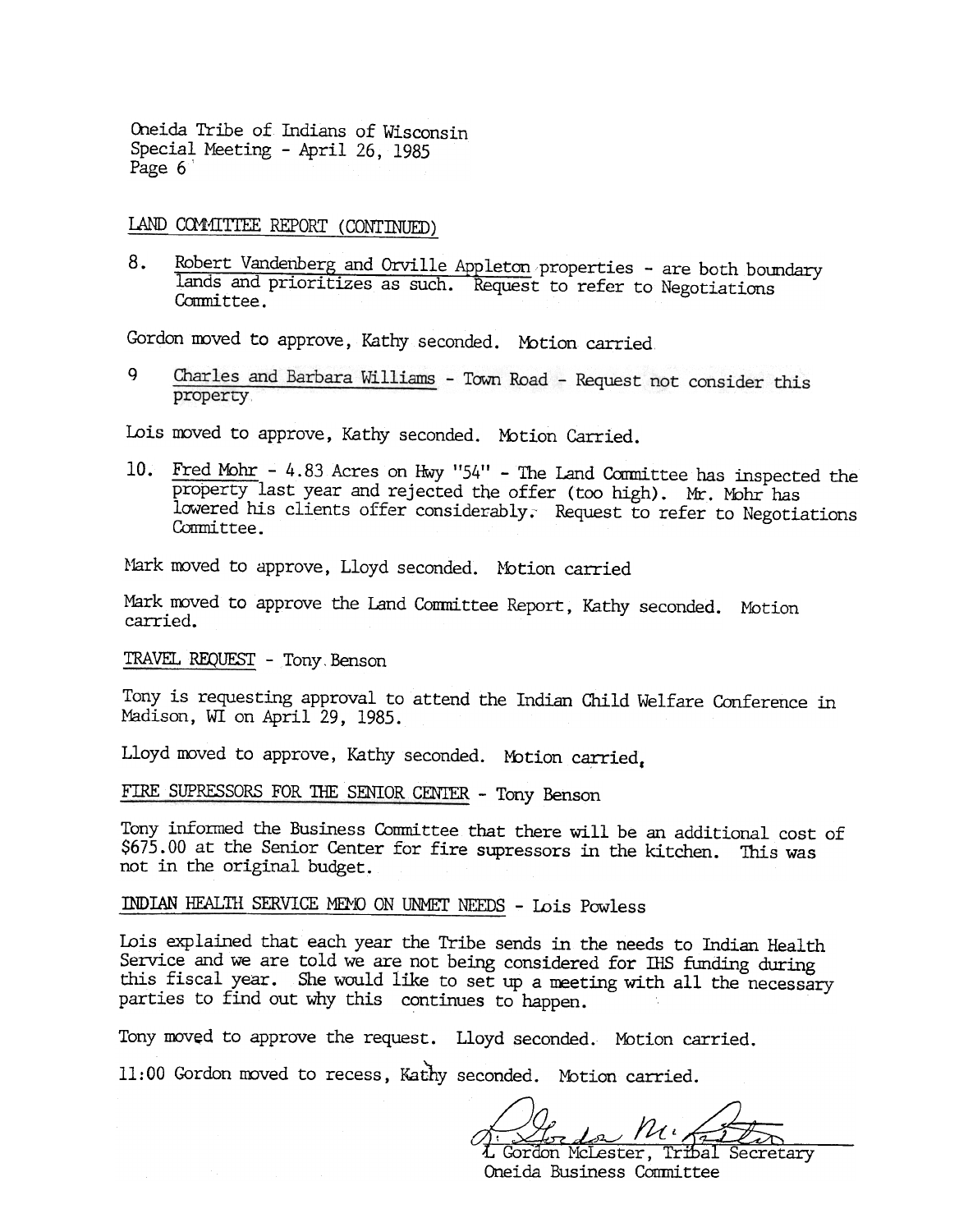Oneida Tribe of Indians of Wisconsin
Special Meeting - April 26, 1985
Page 6

LAND COMMITTEE REPORT (CONTINUED)

8. Robert Vandenberg and Orville Appleton properties - are both boundary lands and prioritizes as such. Request to refer to Negotiations Committee.

Gordon moved to approve, Kathy seconded. Motion carried

9 Charles and Barbara Williams - Town Road - Request not consider this property

Lois moved to approve, Kathy seconded. Motion Carried.

10. Fred Mohr - 4.83 Acres on Hwy "54" - The Land Committee has inspected the property last year and rejected the offer (too high). Mr. Mohr has lowered his clients offer considerably. Request to refer to Negotiations Committee.

Mark moved to approve, Lloyd seconded. Motion carried

Mark moved to approve the Land Committee Report, Kathy seconded. Motion carried.

TRAVEL REQUEST - Tony Benson

Tony is requesting approval to attend the Indian Child Welfare Conference in Madison, WI on April 29, 1985.

Lloyd moved to approve, Kathy seconded. Motion carried.

FIRE SUPRESSORS FOR THE SENIOR CENTER - Tony Benson

Tony informed the Business Committee that there will be an additional cost of $675.00 at the Senior Center for fire supressors in the kitchen. This was not in the original budget.

INDIAN HEALTH SERVICE MEMO ON UNMET NEEDS - Lois Powless

Lois explained that each year the Tribe sends in the needs to Indian Health Service and we are told we are not being considered for IHS funding during this fiscal year. She would like to set up a meeting with all the necessary parties to find out why this continues to happen.

Tony moved to approve the request. Lloyd seconded. Motion carried.

11:00 Gordon moved to recess, Kathy seconded. Motion carried.

L. Gordon McLester, Tribal Secretary
Oneida Business Committee